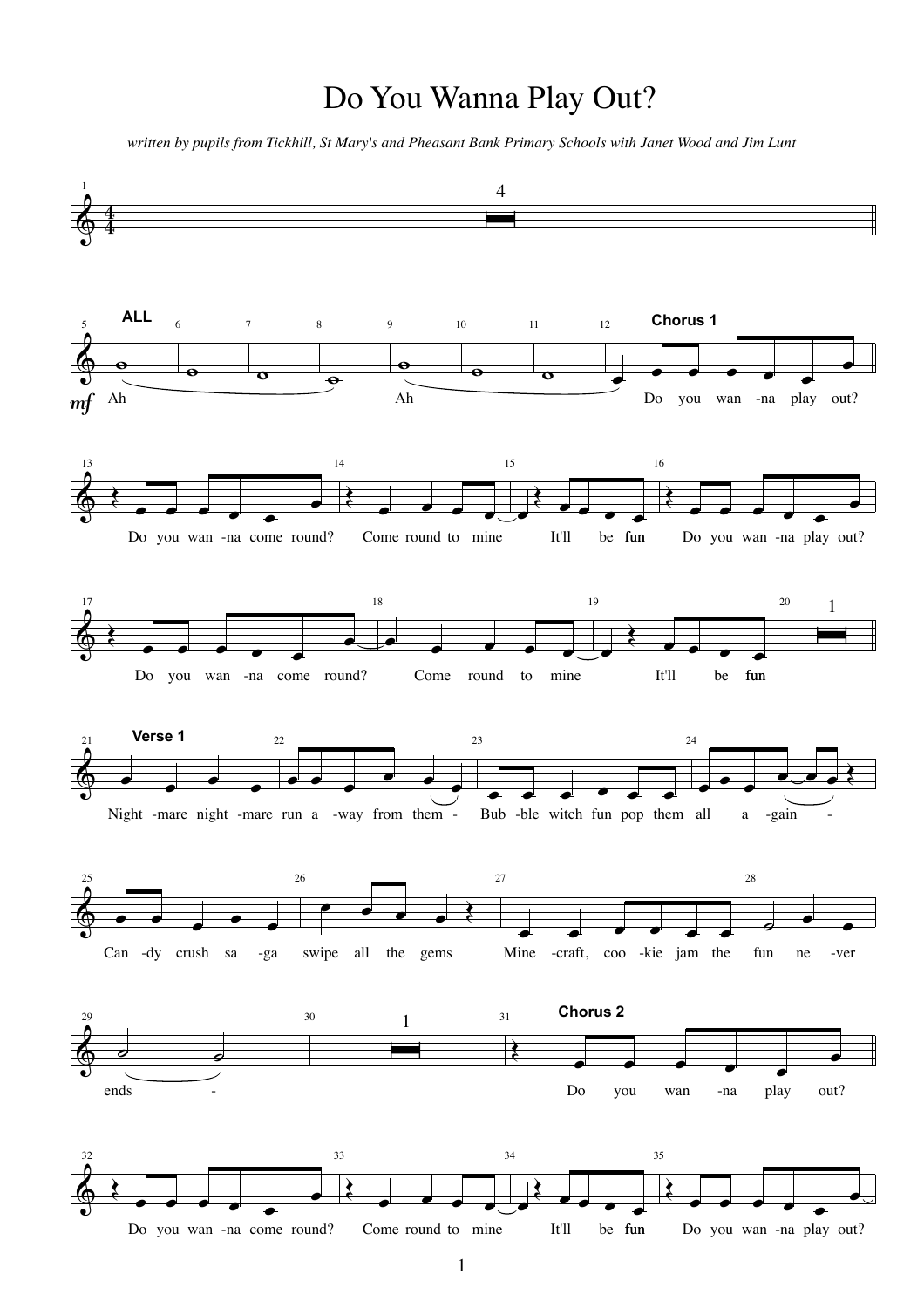# Do You Wanna Play Out?

*written by pupils from Tickhill, St Mary's and Pheasant Bank Primary Schools with Janet Wood and Jim Lunt*

**ALL**

Ah
Ah

**Chorus 1**

Do you wan -na play out?
Do you wan -na come round?
Come round to mine
It'll be fun
Do you wan -na play out?
Do you wan -na come round?
Come round to mine
It'll be fun

**Verse 1**

Night -mare night -mare run a -way from them -
Bub -ble witch fun pop them all a -gain -
Can -dy crush sa -ga swipe all the gems
Mine -craft, coo -kie jam the fun ne -ver ends -

**Chorus 2**

Do you wan -na play out?
Do you wan -na come round?
Come round to mine
It'll be fun
Do you wan -na play out?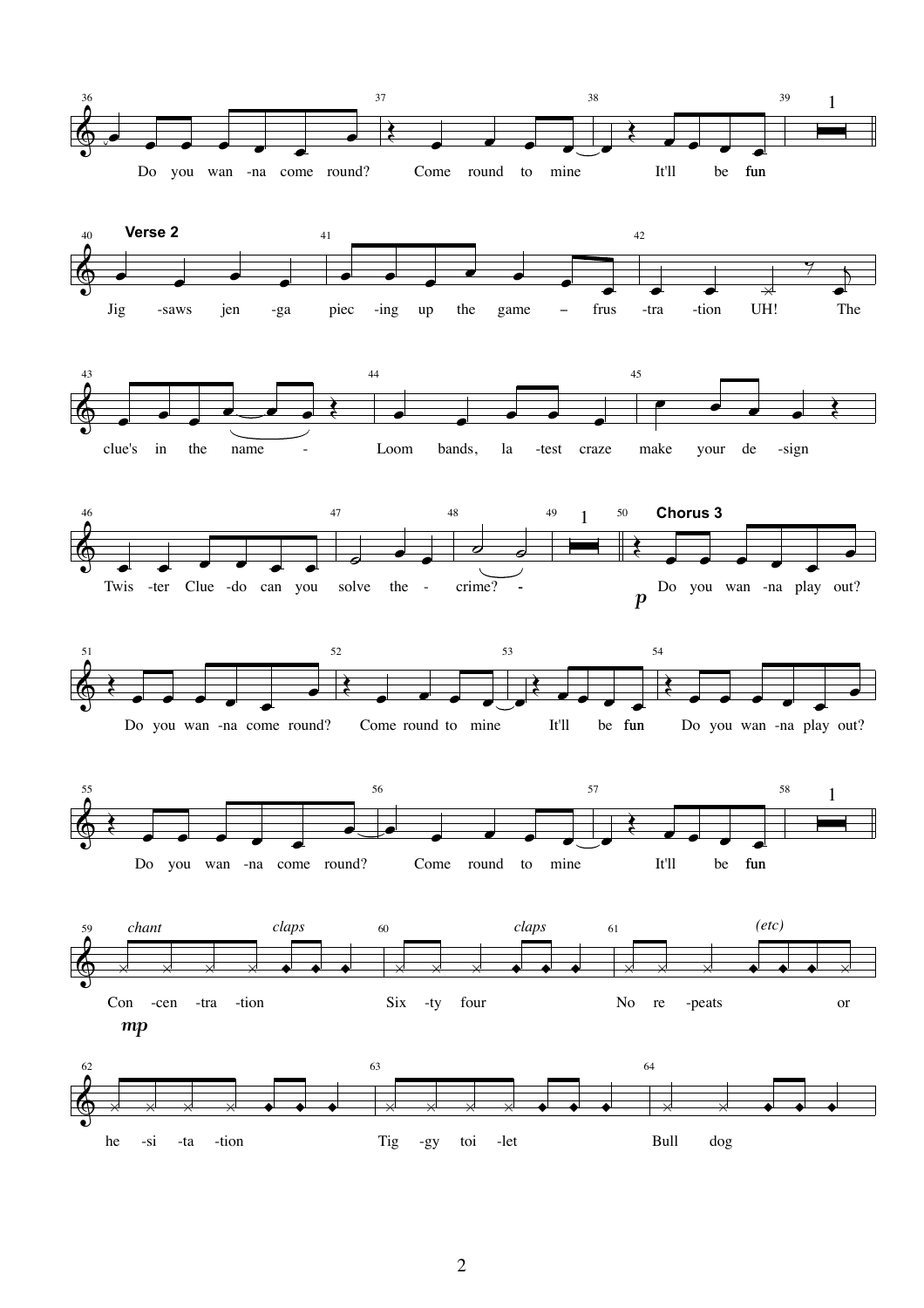36

Do you wan -na come round? Come round to mine It'll be fun

37 38 39 1

40 **Verse 2**

Jig -saws jen -ga piec -ing up the game – frus -tra -tion UH! The

41 42

43

clue's in the name - Loom bands, la -test craze make your de -sign

44 45

46

Twis -ter Clue -do can you solve the - crime? -

47 48 49 1

50 **Chorus 3**

*p*

Do you wan -na play out?

51

Do you wan -na come round? Come round to mine It'll be fun Do you wan -na play out?

52 53 54

55

Do you wan -na come round? Come round to mine It'll be fun

56 57 58 1

59 *chant* *claps*

*mp*

Con -cen -tra -tion Six -ty four No re -peats or

60 *claps* 61 *(etc)*

62

he -si -ta -tion Tig -gy toi -let Bull dog

63 64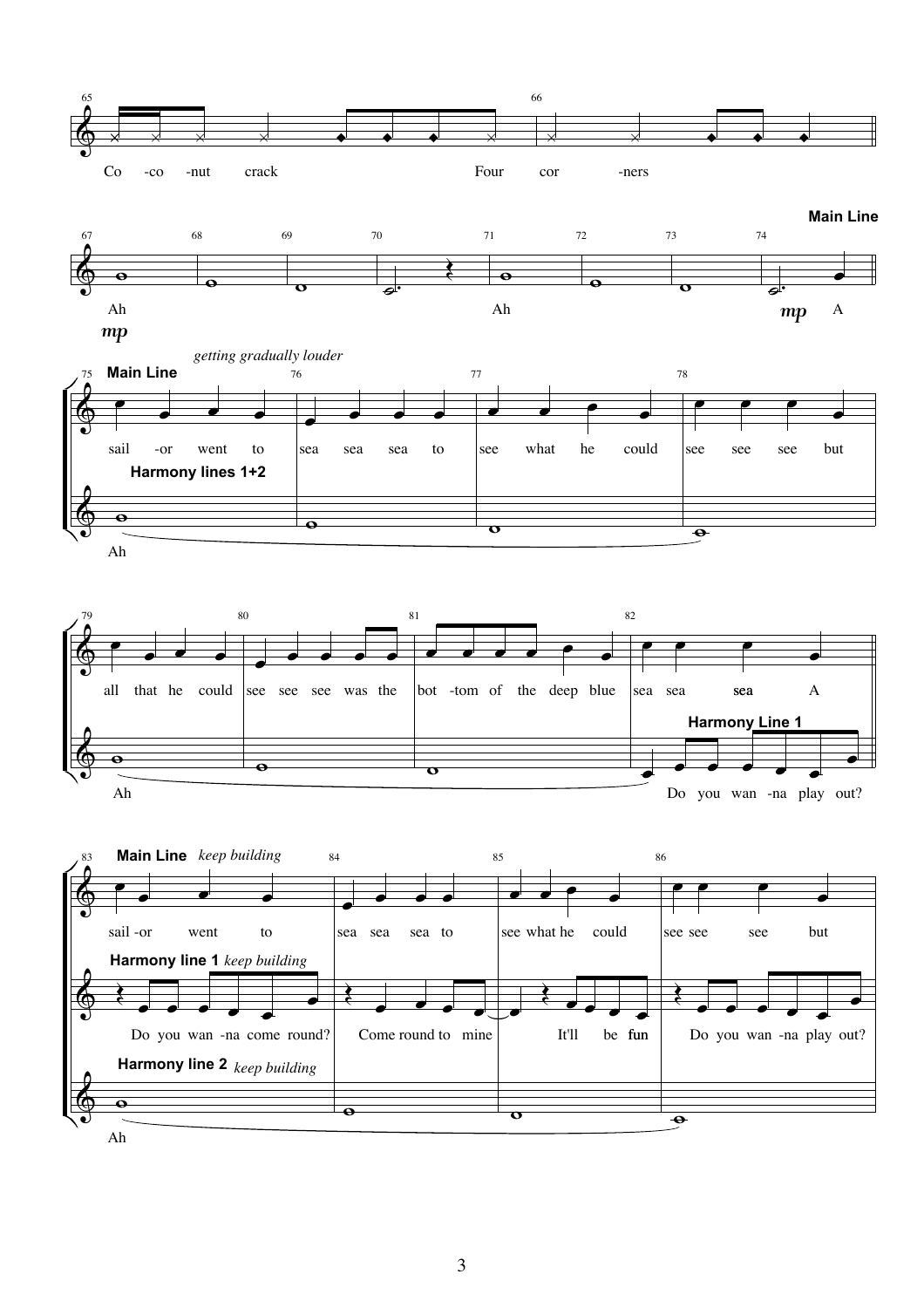65 66

Co -co -nut crack Four cor -ners

67 68 69 70 71 72 73 74

**Main Line**

Ah Ah A

*mp* *mp*

75 76 77 78

*getting gradually louder*

**Main Line**

sail -or went to | sea sea sea to | see what he could | see see see but

**Harmony lines 1+2**

Ah

79 80 81 82

all that he could | see see see was the | bot -tom of the deep blue | sea sea sea A

**Harmony Line 1**

Ah Do you wan -na play out?

83 84 85 86

**Main Line** *keep building*

sail -or went to | sea sea sea to | see what he could | see see see but

**Harmony line 1** *keep building*

Do you wan -na come round? | Come round to mine | It'll be fun | Do you wan -na play out?

**Harmony line 2** *keep building*

Ah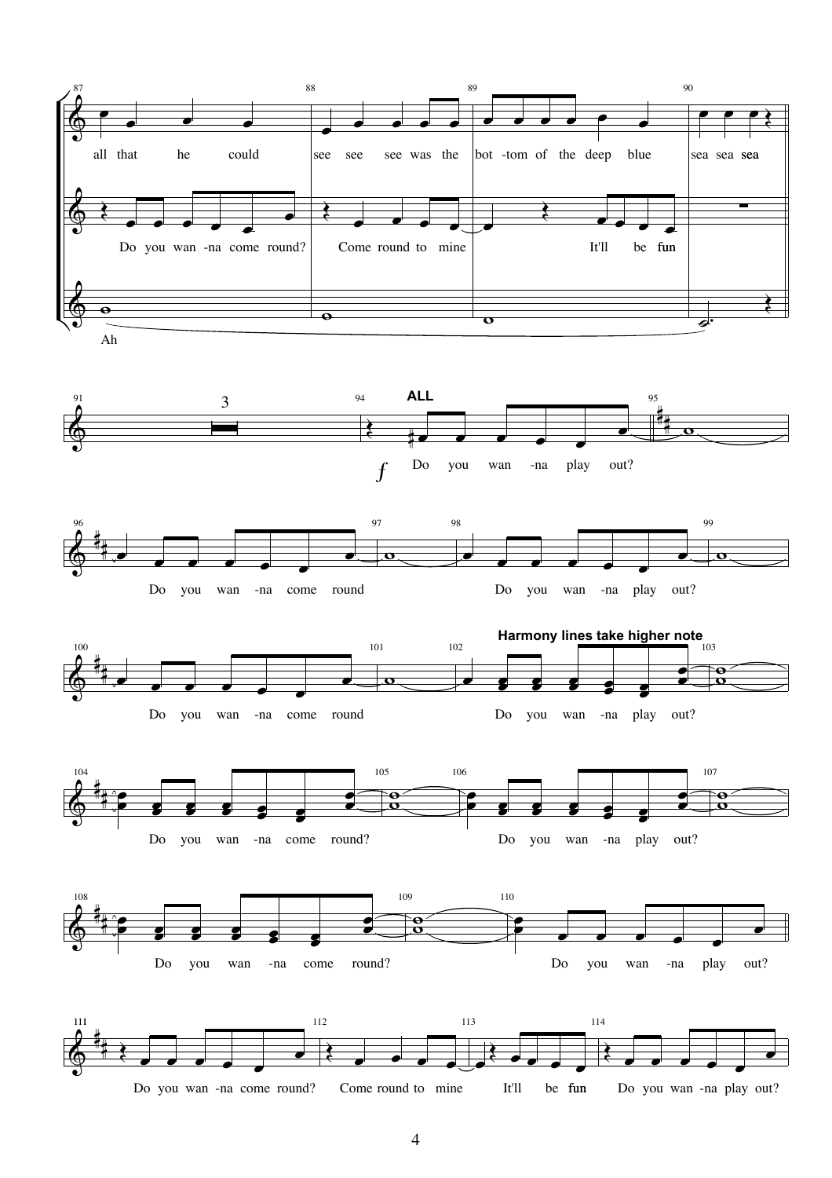all that he could see see see was the bot -tom of the deep blue sea sea sea

Do you wan -na come round? Come round to mine It'll be fun

Ah

3

**ALL**

*f* Do you wan -na play out?

Do you wan -na come round Do you wan -na play out?

Do you wan -na come round

**Harmony lines take higher note**

Do you wan -na play out?

Do you wan -na come round? Do you wan -na play out?

Do you wan -na come round? Do you wan -na play out?

Do you wan -na come round? Come round to mine It'll be fun Do you wan -na play out?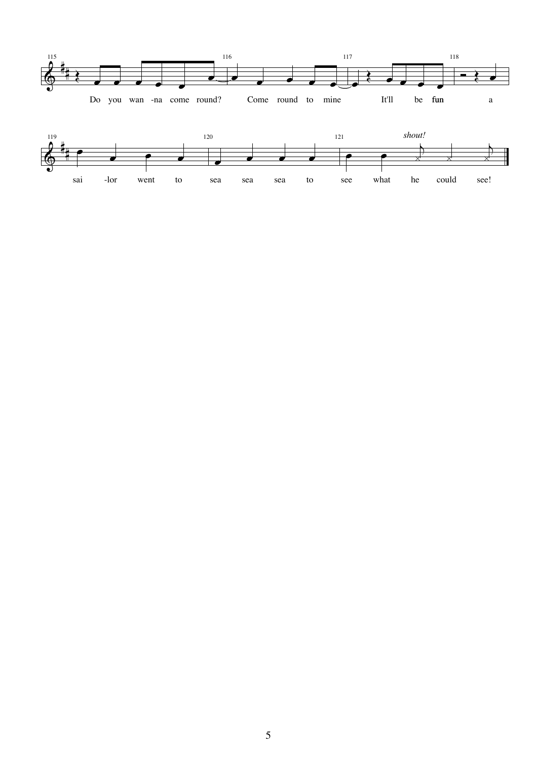Do you wan -na come round? Come round to mine It'll be fun a

sai -lor went to sea sea sea to see what he could see!

*shout!*